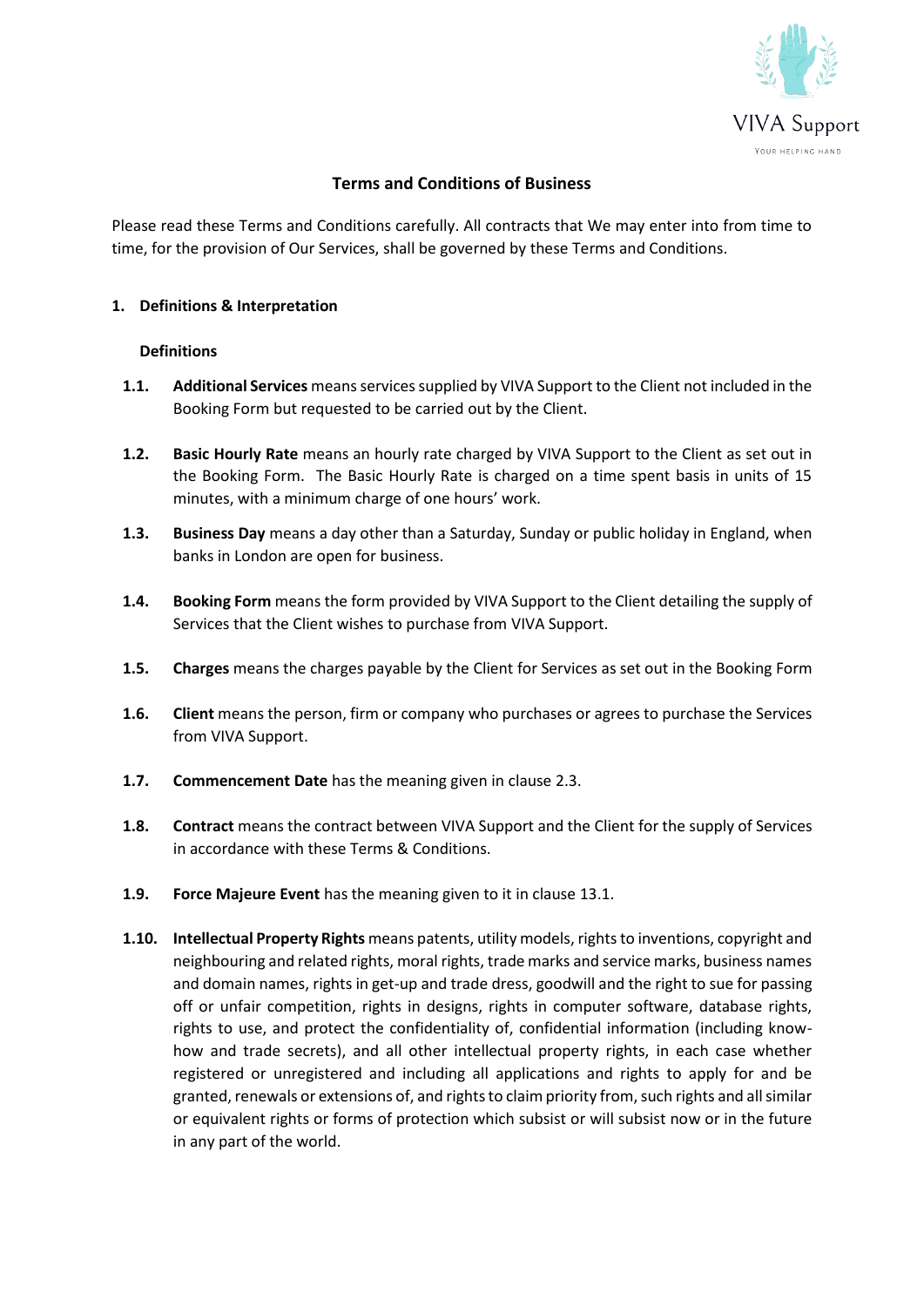VIVA Support

YOUR HELPING HAND

# Terms and Conditions of Business

Please read these Terms and Conditions carefully. All contracts that We may enter into from time to time, for the provision of Our Services, shall be governed by these Terms and Conditions.

## 1. Definitions & Interpretation

### Definitions

**1.1.** **Additional Services** means services supplied by VIVA Support to the Client not included in the Booking Form but requested to be carried out by the Client.

**1.2.** **Basic Hourly Rate** means an hourly rate charged by VIVA Support to the Client as set out in the Booking Form. The Basic Hourly Rate is charged on a time spent basis in units of 15 minutes, with a minimum charge of one hours' work.

**1.3.** **Business Day** means a day other than a Saturday, Sunday or public holiday in England, when banks in London are open for business.

**1.4.** **Booking Form** means the form provided by VIVA Support to the Client detailing the supply of Services that the Client wishes to purchase from VIVA Support.

**1.5.** **Charges** means the charges payable by the Client for Services as set out in the Booking Form

**1.6.** **Client** means the person, firm or company who purchases or agrees to purchase the Services from VIVA Support.

**1.7.** **Commencement Date** has the meaning given in clause 2.3.

**1.8.** **Contract** means the contract between VIVA Support and the Client for the supply of Services in accordance with these Terms & Conditions.

**1.9.** **Force Majeure Event** has the meaning given to it in clause 13.1.

**1.10.** **Intellectual Property Rights** means patents, utility models, rights to inventions, copyright and neighbouring and related rights, moral rights, trade marks and service marks, business names and domain names, rights in get-up and trade dress, goodwill and the right to sue for passing off or unfair competition, rights in designs, rights in computer software, database rights, rights to use, and protect the confidentiality of, confidential information (including know-how and trade secrets), and all other intellectual property rights, in each case whether registered or unregistered and including all applications and rights to apply for and be granted, renewals or extensions of, and rights to claim priority from, such rights and all similar or equivalent rights or forms of protection which subsist or will subsist now or in the future in any part of the world.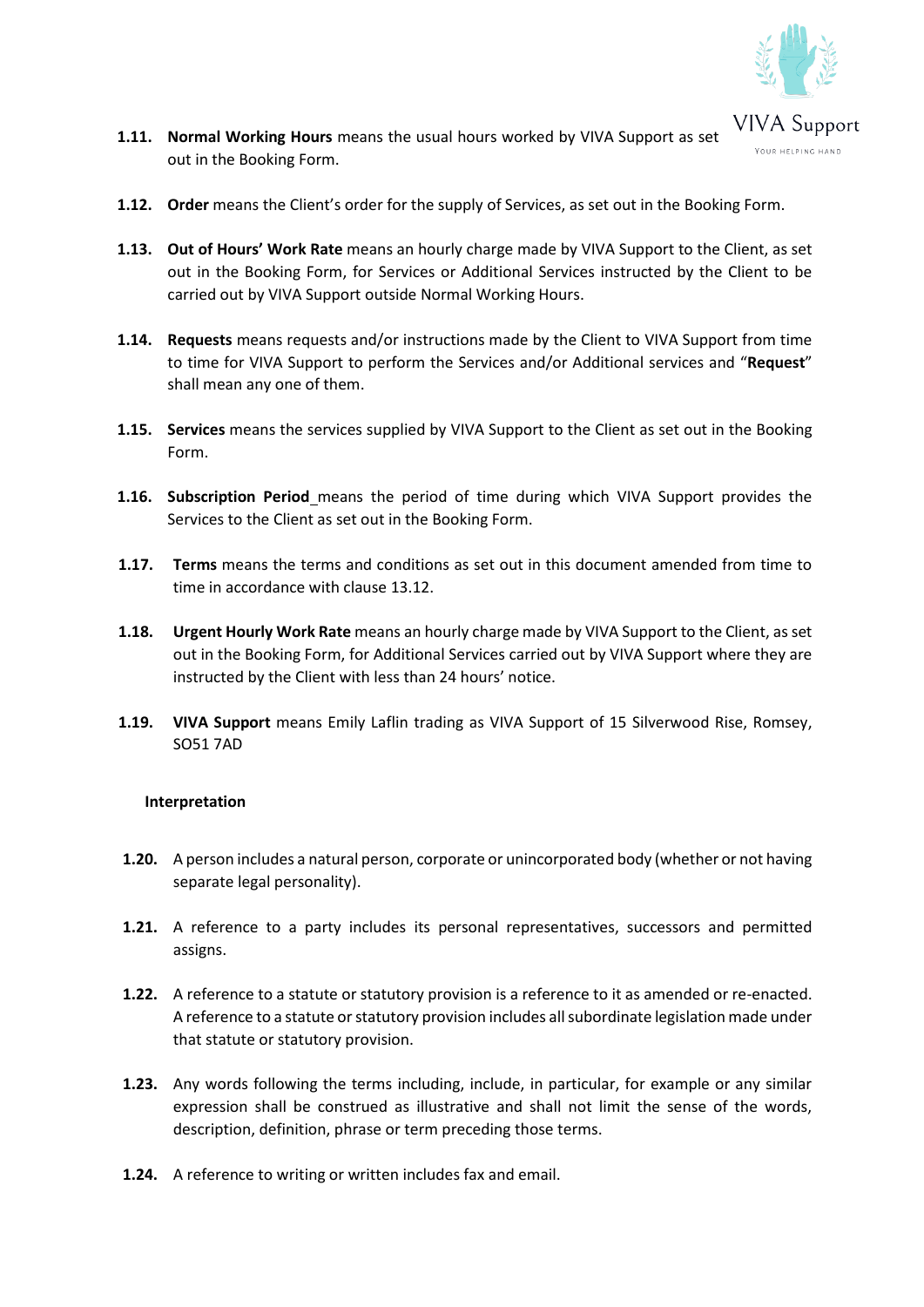**1.11. Normal Working Hours** means the usual hours worked by VIVA Support as set out in the Booking Form.

**1.12. Order** means the Client's order for the supply of Services, as set out in the Booking Form.

**1.13. Out of Hours' Work Rate** means an hourly charge made by VIVA Support to the Client, as set out in the Booking Form, for Services or Additional Services instructed by the Client to be carried out by VIVA Support outside Normal Working Hours.

**1.14. Requests** means requests and/or instructions made by the Client to VIVA Support from time to time for VIVA Support to perform the Services and/or Additional services and "**Request**" shall mean any one of them.

**1.15. Services** means the services supplied by VIVA Support to the Client as set out in the Booking Form.

**1.16. Subscription Period** means the period of time during which VIVA Support provides the Services to the Client as set out in the Booking Form.

**1.17. Terms** means the terms and conditions as set out in this document amended from time to time in accordance with clause 13.12.

**1.18. Urgent Hourly Work Rate** means an hourly charge made by VIVA Support to the Client, as set out in the Booking Form, for Additional Services carried out by VIVA Support where they are instructed by the Client with less than 24 hours' notice.

**1.19. VIVA Support** means Emily Laflin trading as VIVA Support of 15 Silverwood Rise, Romsey, SO51 7AD

**Interpretation**

**1.20.** A person includes a natural person, corporate or unincorporated body (whether or not having separate legal personality).

**1.21.** A reference to a party includes its personal representatives, successors and permitted assigns.

**1.22.** A reference to a statute or statutory provision is a reference to it as amended or re-enacted. A reference to a statute or statutory provision includes all subordinate legislation made under that statute or statutory provision.

**1.23.** Any words following the terms including, include, in particular, for example or any similar expression shall be construed as illustrative and shall not limit the sense of the words, description, definition, phrase or term preceding those terms.

**1.24.** A reference to writing or written includes fax and email.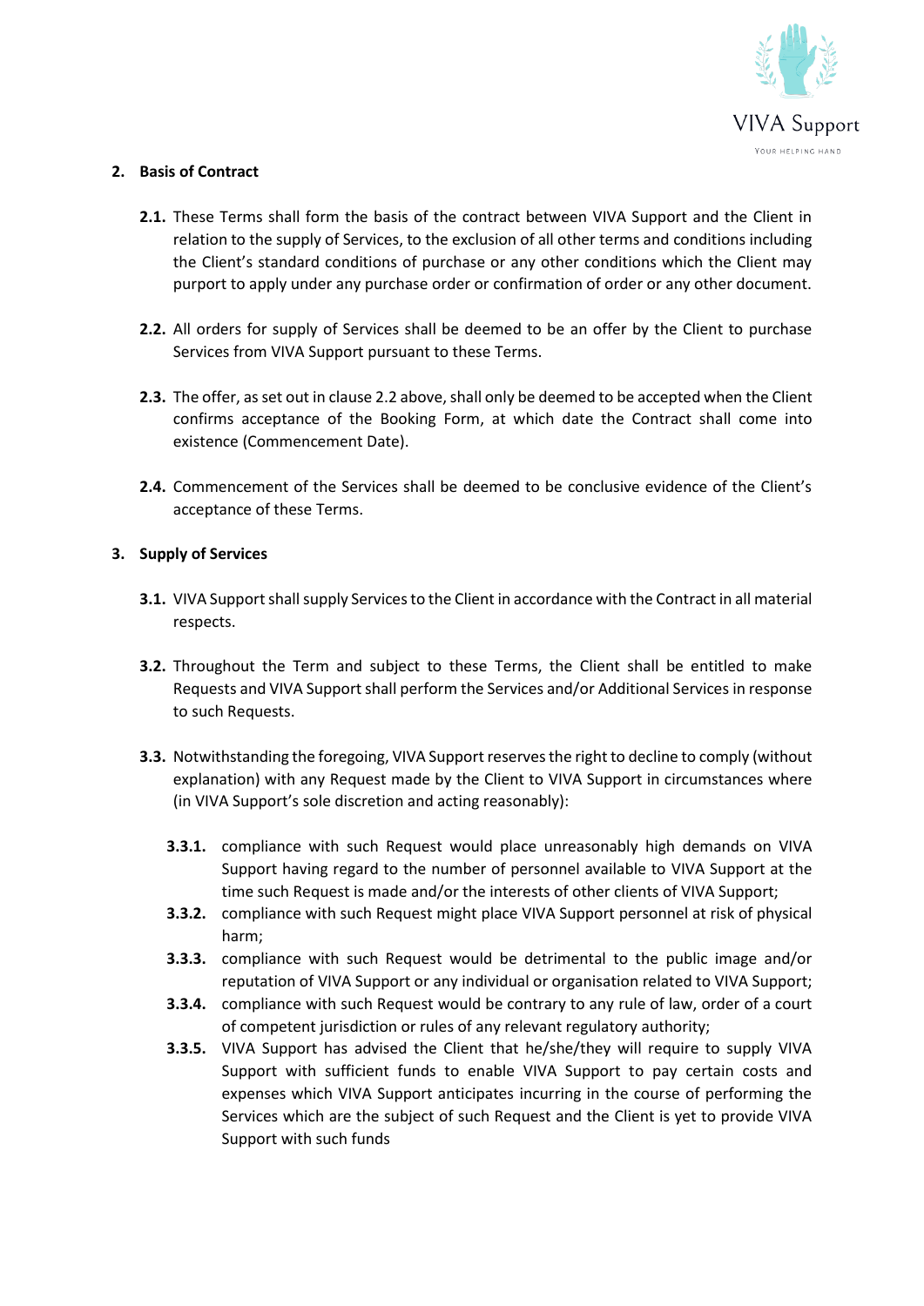## 2. Basis of Contract

**2.1.** These Terms shall form the basis of the contract between VIVA Support and the Client in relation to the supply of Services, to the exclusion of all other terms and conditions including the Client's standard conditions of purchase or any other conditions which the Client may purport to apply under any purchase order or confirmation of order or any other document.

**2.2.** All orders for supply of Services shall be deemed to be an offer by the Client to purchase Services from VIVA Support pursuant to these Terms.

**2.3.** The offer, as set out in clause 2.2 above, shall only be deemed to be accepted when the Client confirms acceptance of the Booking Form, at which date the Contract shall come into existence (Commencement Date).

**2.4.** Commencement of the Services shall be deemed to be conclusive evidence of the Client's acceptance of these Terms.

## 3. Supply of Services

**3.1.** VIVA Support shall supply Services to the Client in accordance with the Contract in all material respects.

**3.2.** Throughout the Term and subject to these Terms, the Client shall be entitled to make Requests and VIVA Support shall perform the Services and/or Additional Services in response to such Requests.

**3.3.** Notwithstanding the foregoing, VIVA Support reserves the right to decline to comply (without explanation) with any Request made by the Client to VIVA Support in circumstances where (in VIVA Support's sole discretion and acting reasonably):

**3.3.1.** compliance with such Request would place unreasonably high demands on VIVA Support having regard to the number of personnel available to VIVA Support at the time such Request is made and/or the interests of other clients of VIVA Support;

**3.3.2.** compliance with such Request might place VIVA Support personnel at risk of physical harm;

**3.3.3.** compliance with such Request would be detrimental to the public image and/or reputation of VIVA Support or any individual or organisation related to VIVA Support;

**3.3.4.** compliance with such Request would be contrary to any rule of law, order of a court of competent jurisdiction or rules of any relevant regulatory authority;

**3.3.5.** VIVA Support has advised the Client that he/she/they will require to supply VIVA Support with sufficient funds to enable VIVA Support to pay certain costs and expenses which VIVA Support anticipates incurring in the course of performing the Services which are the subject of such Request and the Client is yet to provide VIVA Support with such funds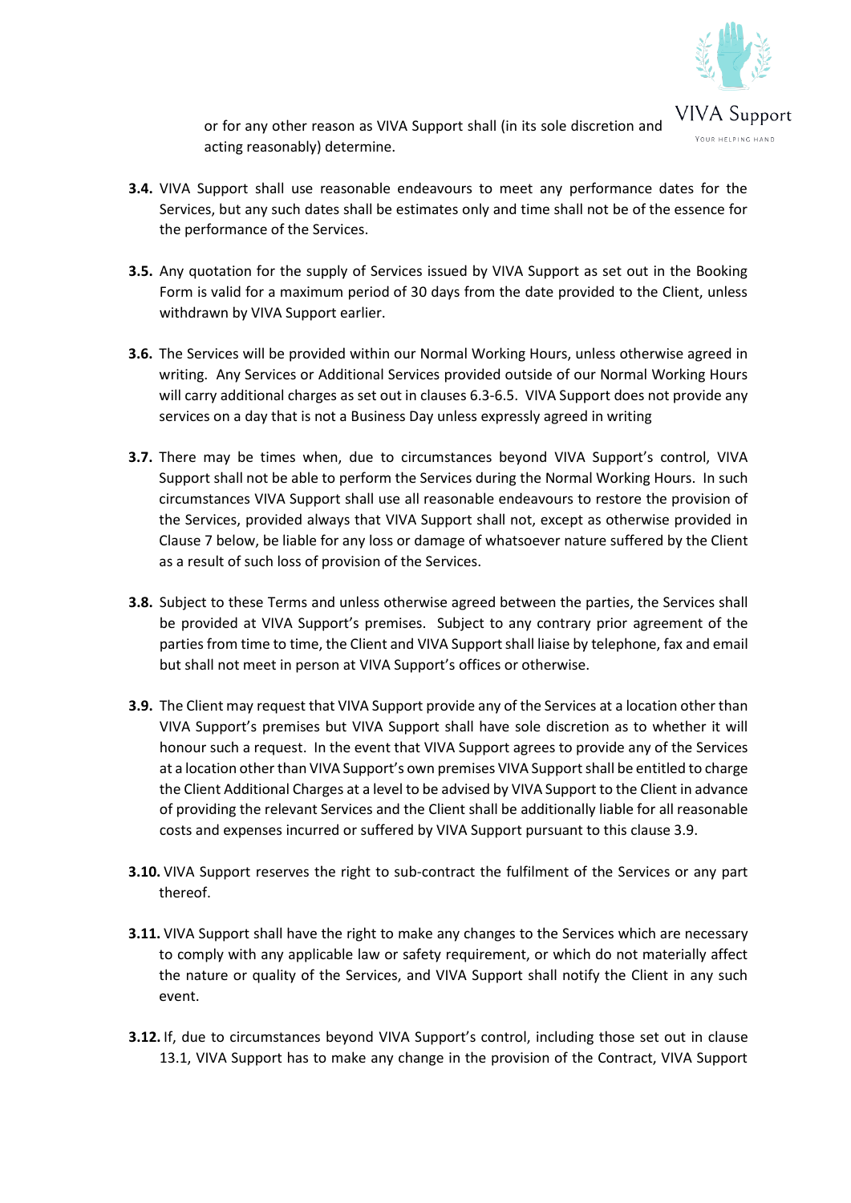or for any other reason as VIVA Support shall (in its sole discretion and acting reasonably) determine.

**3.4.** VIVA Support shall use reasonable endeavours to meet any performance dates for the Services, but any such dates shall be estimates only and time shall not be of the essence for the performance of the Services.

**3.5.** Any quotation for the supply of Services issued by VIVA Support as set out in the Booking Form is valid for a maximum period of 30 days from the date provided to the Client, unless withdrawn by VIVA Support earlier.

**3.6.** The Services will be provided within our Normal Working Hours, unless otherwise agreed in writing. Any Services or Additional Services provided outside of our Normal Working Hours will carry additional charges as set out in clauses 6.3-6.5. VIVA Support does not provide any services on a day that is not a Business Day unless expressly agreed in writing

**3.7.** There may be times when, due to circumstances beyond VIVA Support's control, VIVA Support shall not be able to perform the Services during the Normal Working Hours. In such circumstances VIVA Support shall use all reasonable endeavours to restore the provision of the Services, provided always that VIVA Support shall not, except as otherwise provided in Clause 7 below, be liable for any loss or damage of whatsoever nature suffered by the Client as a result of such loss of provision of the Services.

**3.8.** Subject to these Terms and unless otherwise agreed between the parties, the Services shall be provided at VIVA Support's premises. Subject to any contrary prior agreement of the parties from time to time, the Client and VIVA Support shall liaise by telephone, fax and email but shall not meet in person at VIVA Support's offices or otherwise.

**3.9.** The Client may request that VIVA Support provide any of the Services at a location other than VIVA Support's premises but VIVA Support shall have sole discretion as to whether it will honour such a request. In the event that VIVA Support agrees to provide any of the Services at a location other than VIVA Support's own premises VIVA Support shall be entitled to charge the Client Additional Charges at a level to be advised by VIVA Support to the Client in advance of providing the relevant Services and the Client shall be additionally liable for all reasonable costs and expenses incurred or suffered by VIVA Support pursuant to this clause 3.9.

**3.10.** VIVA Support reserves the right to sub-contract the fulfilment of the Services or any part thereof.

**3.11.** VIVA Support shall have the right to make any changes to the Services which are necessary to comply with any applicable law or safety requirement, or which do not materially affect the nature or quality of the Services, and VIVA Support shall notify the Client in any such event.

**3.12.** If, due to circumstances beyond VIVA Support's control, including those set out in clause 13.1, VIVA Support has to make any change in the provision of the Contract, VIVA Support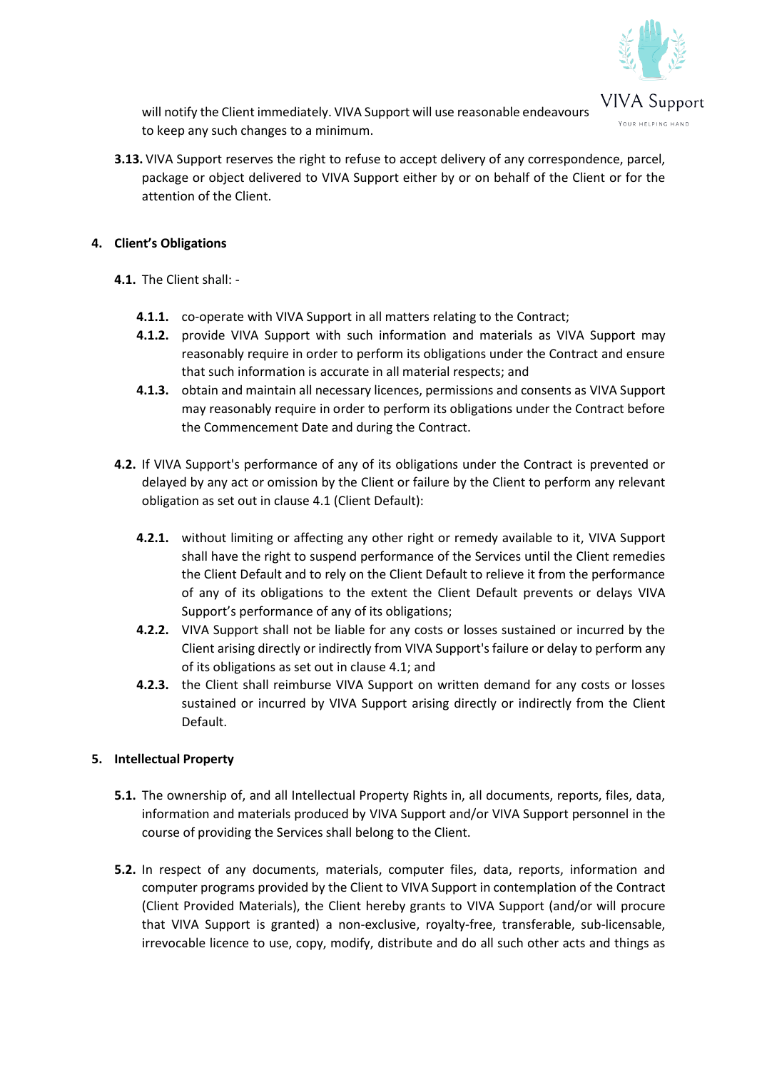will notify the Client immediately. VIVA Support will use reasonable endeavours to keep any such changes to a minimum.

**3.13.** VIVA Support reserves the right to refuse to accept delivery of any correspondence, parcel, package or object delivered to VIVA Support either by or on behalf of the Client or for the attention of the Client.

## 4. Client's Obligations

**4.1.** The Client shall: -

**4.1.1.** co-operate with VIVA Support in all matters relating to the Contract;

**4.1.2.** provide VIVA Support with such information and materials as VIVA Support may reasonably require in order to perform its obligations under the Contract and ensure that such information is accurate in all material respects; and

**4.1.3.** obtain and maintain all necessary licences, permissions and consents as VIVA Support may reasonably require in order to perform its obligations under the Contract before the Commencement Date and during the Contract.

**4.2.** If VIVA Support's performance of any of its obligations under the Contract is prevented or delayed by any act or omission by the Client or failure by the Client to perform any relevant obligation as set out in clause 4.1 (Client Default):

**4.2.1.** without limiting or affecting any other right or remedy available to it, VIVA Support shall have the right to suspend performance of the Services until the Client remedies the Client Default and to rely on the Client Default to relieve it from the performance of any of its obligations to the extent the Client Default prevents or delays VIVA Support's performance of any of its obligations;

**4.2.2.** VIVA Support shall not be liable for any costs or losses sustained or incurred by the Client arising directly or indirectly from VIVA Support's failure or delay to perform any of its obligations as set out in clause 4.1; and

**4.2.3.** the Client shall reimburse VIVA Support on written demand for any costs or losses sustained or incurred by VIVA Support arising directly or indirectly from the Client Default.

## 5. Intellectual Property

**5.1.** The ownership of, and all Intellectual Property Rights in, all documents, reports, files, data, information and materials produced by VIVA Support and/or VIVA Support personnel in the course of providing the Services shall belong to the Client.

**5.2.** In respect of any documents, materials, computer files, data, reports, information and computer programs provided by the Client to VIVA Support in contemplation of the Contract (Client Provided Materials), the Client hereby grants to VIVA Support (and/or will procure that VIVA Support is granted) a non-exclusive, royalty-free, transferable, sub-licensable, irrevocable licence to use, copy, modify, distribute and do all such other acts and things as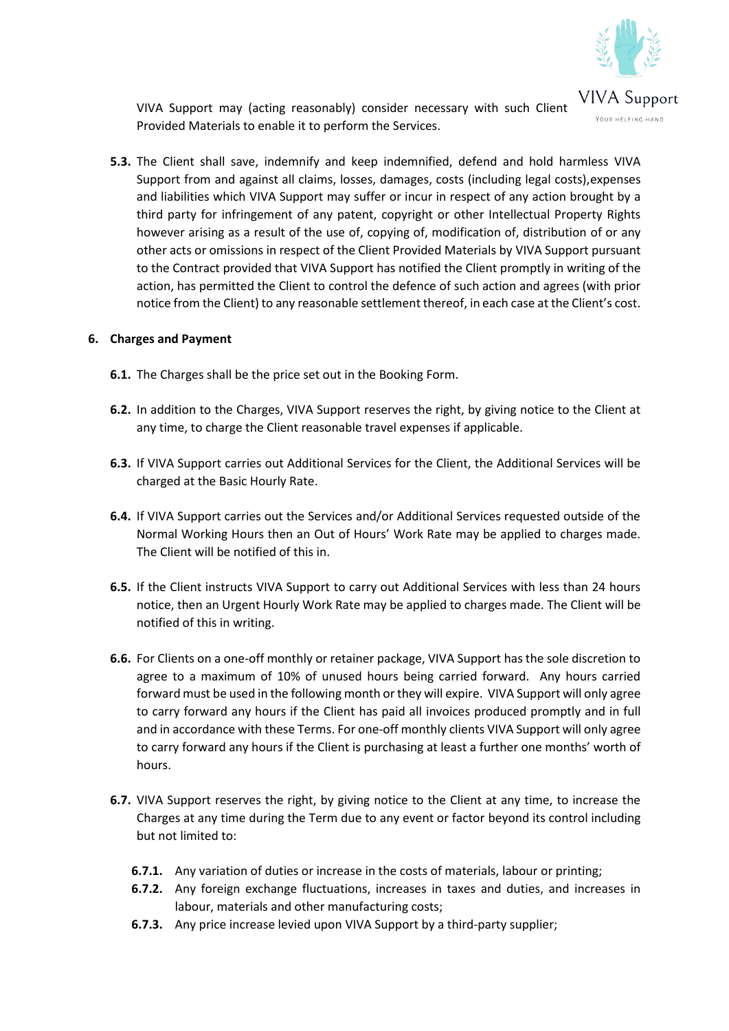VIVA Support may (acting reasonably) consider necessary with such Client Provided Materials to enable it to perform the Services.

**5.3.** The Client shall save, indemnify and keep indemnified, defend and hold harmless VIVA Support from and against all claims, losses, damages, costs (including legal costs),expenses and liabilities which VIVA Support may suffer or incur in respect of any action brought by a third party for infringement of any patent, copyright or other Intellectual Property Rights however arising as a result of the use of, copying of, modification of, distribution of or any other acts or omissions in respect of the Client Provided Materials by VIVA Support pursuant to the Contract provided that VIVA Support has notified the Client promptly in writing of the action, has permitted the Client to control the defence of such action and agrees (with prior notice from the Client) to any reasonable settlement thereof, in each case at the Client's cost.

**6. Charges and Payment**

**6.1.** The Charges shall be the price set out in the Booking Form.

**6.2.** In addition to the Charges, VIVA Support reserves the right, by giving notice to the Client at any time, to charge the Client reasonable travel expenses if applicable.

**6.3.** If VIVA Support carries out Additional Services for the Client, the Additional Services will be charged at the Basic Hourly Rate.

**6.4.** If VIVA Support carries out the Services and/or Additional Services requested outside of the Normal Working Hours then an Out of Hours' Work Rate may be applied to charges made. The Client will be notified of this in.

**6.5.** If the Client instructs VIVA Support to carry out Additional Services with less than 24 hours notice, then an Urgent Hourly Work Rate may be applied to charges made. The Client will be notified of this in writing.

**6.6.** For Clients on a one-off monthly or retainer package, VIVA Support has the sole discretion to agree to a maximum of 10% of unused hours being carried forward. Any hours carried forward must be used in the following month or they will expire. VIVA Support will only agree to carry forward any hours if the Client has paid all invoices produced promptly and in full and in accordance with these Terms. For one-off monthly clients VIVA Support will only agree to carry forward any hours if the Client is purchasing at least a further one months' worth of hours.

**6.7.** VIVA Support reserves the right, by giving notice to the Client at any time, to increase the Charges at any time during the Term due to any event or factor beyond its control including but not limited to:

**6.7.1.** Any variation of duties or increase in the costs of materials, labour or printing;

**6.7.2.** Any foreign exchange fluctuations, increases in taxes and duties, and increases in labour, materials and other manufacturing costs;

**6.7.3.** Any price increase levied upon VIVA Support by a third-party supplier;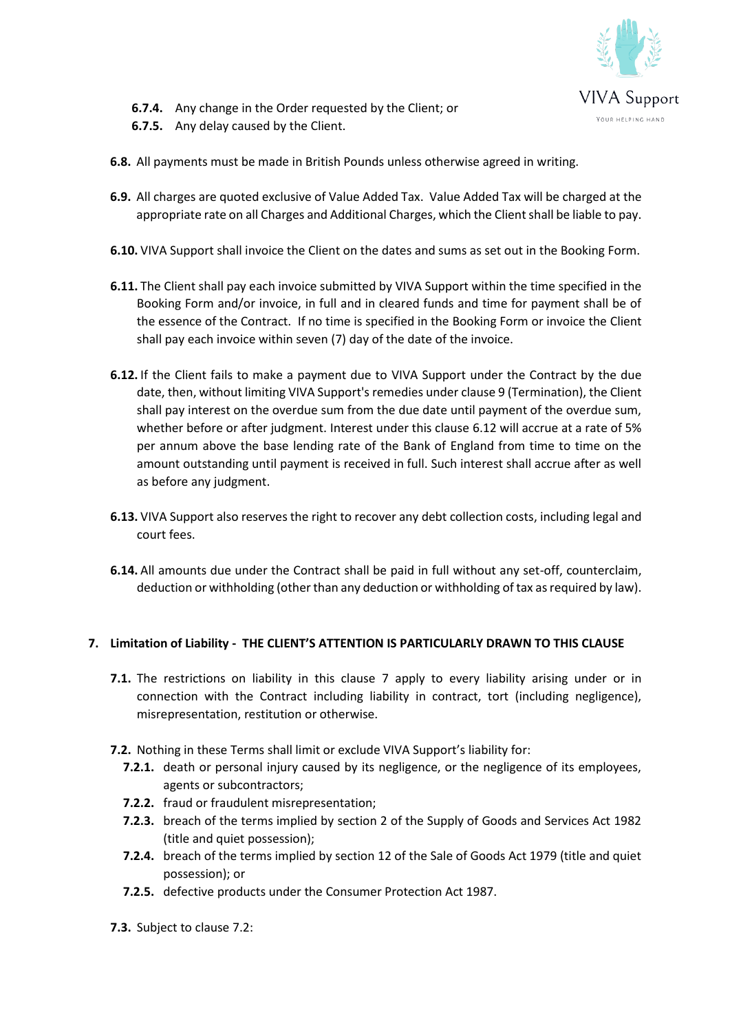**6.7.4.** Any change in the Order requested by the Client; or

**6.7.5.** Any delay caused by the Client.

**6.8.** All payments must be made in British Pounds unless otherwise agreed in writing.

**6.9.** All charges are quoted exclusive of Value Added Tax. Value Added Tax will be charged at the appropriate rate on all Charges and Additional Charges, which the Client shall be liable to pay.

**6.10.** VIVA Support shall invoice the Client on the dates and sums as set out in the Booking Form.

**6.11.** The Client shall pay each invoice submitted by VIVA Support within the time specified in the Booking Form and/or invoice, in full and in cleared funds and time for payment shall be of the essence of the Contract. If no time is specified in the Booking Form or invoice the Client shall pay each invoice within seven (7) day of the date of the invoice.

**6.12.** If the Client fails to make a payment due to VIVA Support under the Contract by the due date, then, without limiting VIVA Support's remedies under clause 9 (Termination), the Client shall pay interest on the overdue sum from the due date until payment of the overdue sum, whether before or after judgment. Interest under this clause 6.12 will accrue at a rate of 5% per annum above the base lending rate of the Bank of England from time to time on the amount outstanding until payment is received in full. Such interest shall accrue after as well as before any judgment.

**6.13.** VIVA Support also reserves the right to recover any debt collection costs, including legal and court fees.

**6.14.** All amounts due under the Contract shall be paid in full without any set-off, counterclaim, deduction or withholding (other than any deduction or withholding of tax as required by law).

## 7. Limitation of Liability - THE CLIENT'S ATTENTION IS PARTICULARLY DRAWN TO THIS CLAUSE

**7.1.** The restrictions on liability in this clause 7 apply to every liability arising under or in connection with the Contract including liability in contract, tort (including negligence), misrepresentation, restitution or otherwise.

**7.2.** Nothing in these Terms shall limit or exclude VIVA Support's liability for:

**7.2.1.** death or personal injury caused by its negligence, or the negligence of its employees, agents or subcontractors;

**7.2.2.** fraud or fraudulent misrepresentation;

**7.2.3.** breach of the terms implied by section 2 of the Supply of Goods and Services Act 1982 (title and quiet possession);

**7.2.4.** breach of the terms implied by section 12 of the Sale of Goods Act 1979 (title and quiet possession); or

**7.2.5.** defective products under the Consumer Protection Act 1987.

**7.3.** Subject to clause 7.2: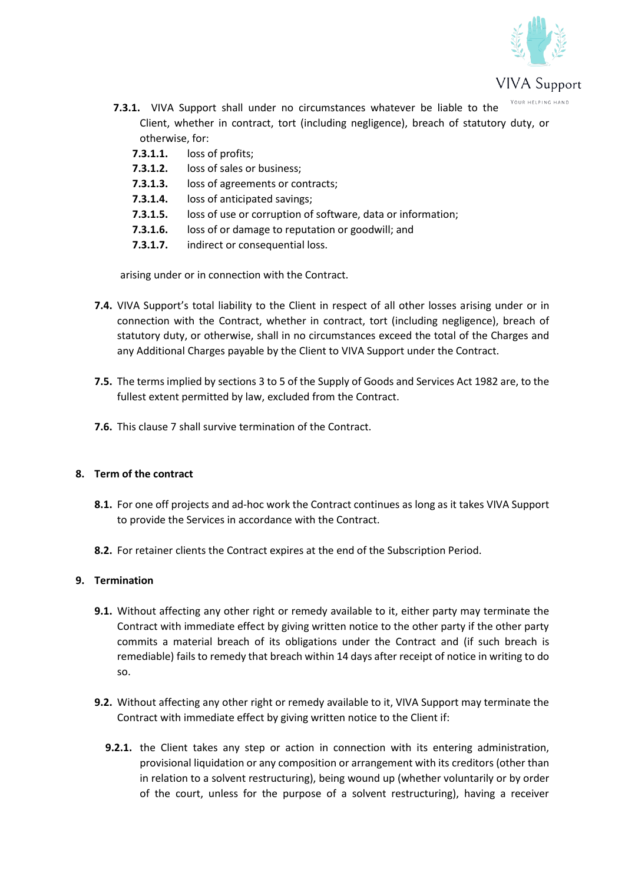**7.3.1.** VIVA Support shall under no circumstances whatever be liable to the Client, whether in contract, tort (including negligence), breach of statutory duty, or otherwise, for:

**7.3.1.1.** loss of profits;

**7.3.1.2.** loss of sales or business;

**7.3.1.3.** loss of agreements or contracts;

**7.3.1.4.** loss of anticipated savings;

**7.3.1.5.** loss of use or corruption of software, data or information;

**7.3.1.6.** loss of or damage to reputation or goodwill; and

**7.3.1.7.** indirect or consequential loss.

arising under or in connection with the Contract.

**7.4.** VIVA Support's total liability to the Client in respect of all other losses arising under or in connection with the Contract, whether in contract, tort (including negligence), breach of statutory duty, or otherwise, shall in no circumstances exceed the total of the Charges and any Additional Charges payable by the Client to VIVA Support under the Contract.

**7.5.** The terms implied by sections 3 to 5 of the Supply of Goods and Services Act 1982 are, to the fullest extent permitted by law, excluded from the Contract.

**7.6.** This clause 7 shall survive termination of the Contract.

**8. Term of the contract**

**8.1.** For one off projects and ad-hoc work the Contract continues as long as it takes VIVA Support to provide the Services in accordance with the Contract.

**8.2.** For retainer clients the Contract expires at the end of the Subscription Period.

**9. Termination**

**9.1.** Without affecting any other right or remedy available to it, either party may terminate the Contract with immediate effect by giving written notice to the other party if the other party commits a material breach of its obligations under the Contract and (if such breach is remediable) fails to remedy that breach within 14 days after receipt of notice in writing to do so.

**9.2.** Without affecting any other right or remedy available to it, VIVA Support may terminate the Contract with immediate effect by giving written notice to the Client if:

**9.2.1.** the Client takes any step or action in connection with its entering administration, provisional liquidation or any composition or arrangement with its creditors (other than in relation to a solvent restructuring), being wound up (whether voluntarily or by order of the court, unless for the purpose of a solvent restructuring), having a receiver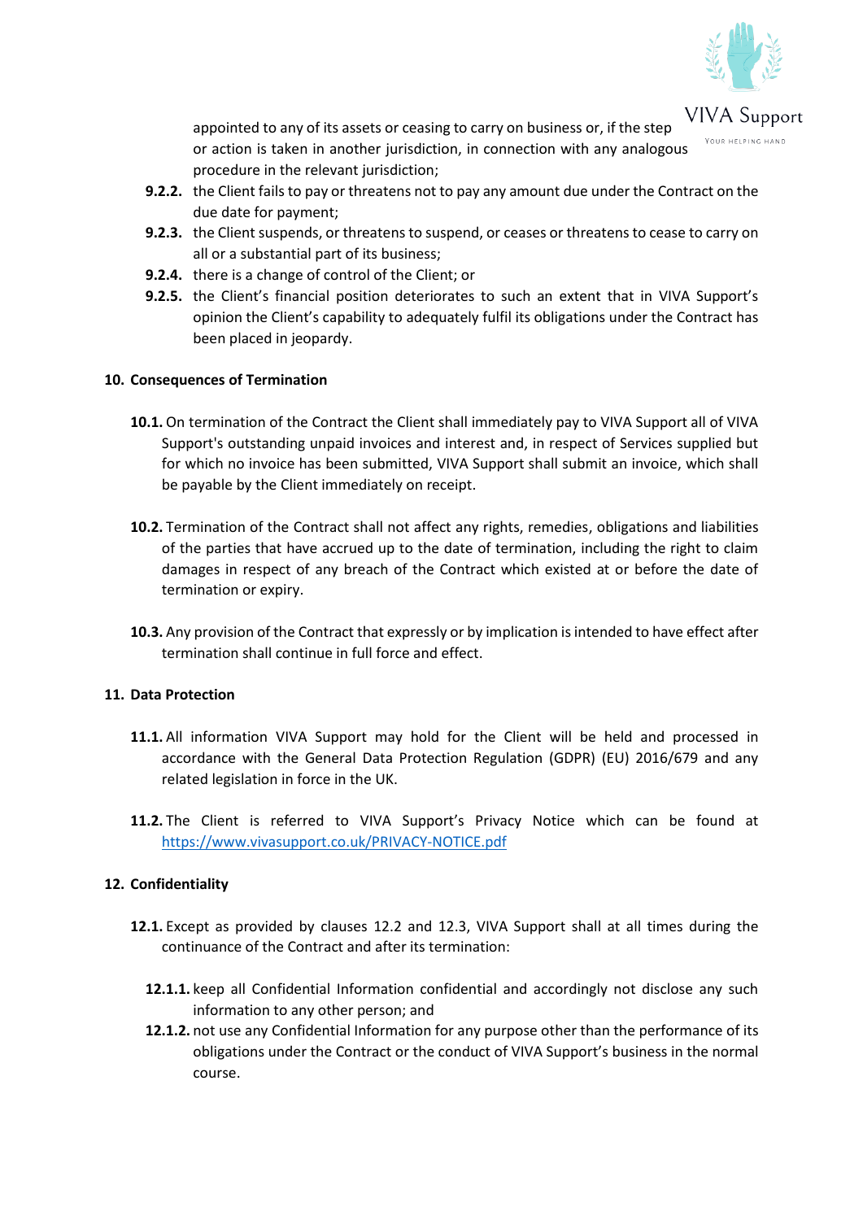appointed to any of its assets or ceasing to carry on business or, if the step or action is taken in another jurisdiction, in connection with any analogous procedure in the relevant jurisdiction;

- **9.2.2.** the Client fails to pay or threatens not to pay any amount due under the Contract on the due date for payment;
- **9.2.3.** the Client suspends, or threatens to suspend, or ceases or threatens to cease to carry on all or a substantial part of its business;
- **9.2.4.** there is a change of control of the Client; or
- **9.2.5.** the Client's financial position deteriorates to such an extent that in VIVA Support's opinion the Client's capability to adequately fulfil its obligations under the Contract has been placed in jeopardy.

## 10. Consequences of Termination

**10.1.** On termination of the Contract the Client shall immediately pay to VIVA Support all of VIVA Support's outstanding unpaid invoices and interest and, in respect of Services supplied but for which no invoice has been submitted, VIVA Support shall submit an invoice, which shall be payable by the Client immediately on receipt.

**10.2.** Termination of the Contract shall not affect any rights, remedies, obligations and liabilities of the parties that have accrued up to the date of termination, including the right to claim damages in respect of any breach of the Contract which existed at or before the date of termination or expiry.

**10.3.** Any provision of the Contract that expressly or by implication is intended to have effect after termination shall continue in full force and effect.

## 11. Data Protection

**11.1.** All information VIVA Support may hold for the Client will be held and processed in accordance with the General Data Protection Regulation (GDPR) (EU) 2016/679 and any related legislation in force in the UK.

**11.2.** The Client is referred to VIVA Support's Privacy Notice which can be found at https://www.vivasupport.co.uk/PRIVACY-NOTICE.pdf

## 12. Confidentiality

**12.1.** Except as provided by clauses 12.2 and 12.3, VIVA Support shall at all times during the continuance of the Contract and after its termination:

- **12.1.1.** keep all Confidential Information confidential and accordingly not disclose any such information to any other person; and
- **12.1.2.** not use any Confidential Information for any purpose other than the performance of its obligations under the Contract or the conduct of VIVA Support's business in the normal course.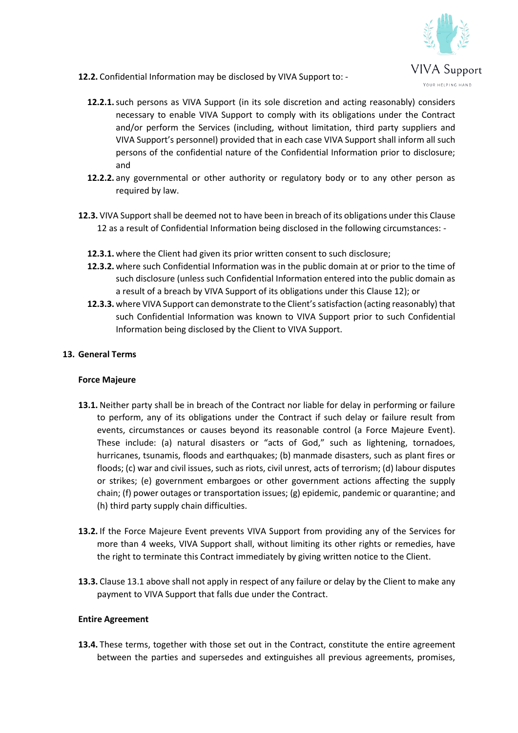**12.2.** Confidential Information may be disclosed by VIVA Support to: -

**12.2.1.** such persons as VIVA Support (in its sole discretion and acting reasonably) considers necessary to enable VIVA Support to comply with its obligations under the Contract and/or perform the Services (including, without limitation, third party suppliers and VIVA Support's personnel) provided that in each case VIVA Support shall inform all such persons of the confidential nature of the Confidential Information prior to disclosure; and

**12.2.2.** any governmental or other authority or regulatory body or to any other person as required by law.

**12.3.** VIVA Support shall be deemed not to have been in breach of its obligations under this Clause 12 as a result of Confidential Information being disclosed in the following circumstances: -

**12.3.1.** where the Client had given its prior written consent to such disclosure;

**12.3.2.** where such Confidential Information was in the public domain at or prior to the time of such disclosure (unless such Confidential Information entered into the public domain as a result of a breach by VIVA Support of its obligations under this Clause 12); or

**12.3.3.** where VIVA Support can demonstrate to the Client's satisfaction (acting reasonably) that such Confidential Information was known to VIVA Support prior to such Confidential Information being disclosed by the Client to VIVA Support.

## 13. General Terms

### Force Majeure

**13.1.** Neither party shall be in breach of the Contract nor liable for delay in performing or failure to perform, any of its obligations under the Contract if such delay or failure result from events, circumstances or causes beyond its reasonable control (a Force Majeure Event). These include: (a) natural disasters or "acts of God," such as lightening, tornadoes, hurricanes, tsunamis, floods and earthquakes; (b) manmade disasters, such as plant fires or floods; (c) war and civil issues, such as riots, civil unrest, acts of terrorism; (d) labour disputes or strikes; (e) government embargoes or other government actions affecting the supply chain; (f) power outages or transportation issues; (g) epidemic, pandemic or quarantine; and (h) third party supply chain difficulties.

**13.2.** If the Force Majeure Event prevents VIVA Support from providing any of the Services for more than 4 weeks, VIVA Support shall, without limiting its other rights or remedies, have the right to terminate this Contract immediately by giving written notice to the Client.

**13.3.** Clause 13.1 above shall not apply in respect of any failure or delay by the Client to make any payment to VIVA Support that falls due under the Contract.

### Entire Agreement

**13.4.** These terms, together with those set out in the Contract, constitute the entire agreement between the parties and supersedes and extinguishes all previous agreements, promises,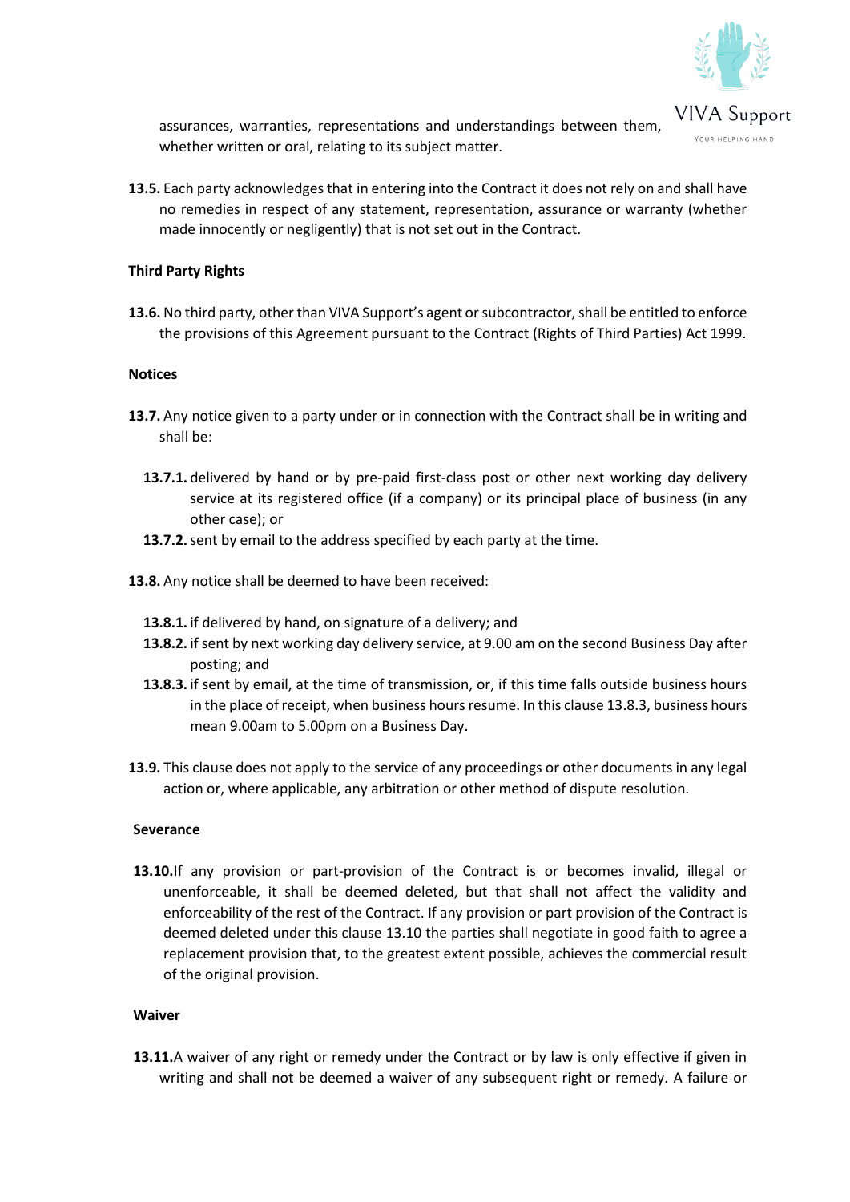assurances, warranties, representations and understandings between them, whether written or oral, relating to its subject matter.

**13.5.** Each party acknowledges that in entering into the Contract it does not rely on and shall have no remedies in respect of any statement, representation, assurance or warranty (whether made innocently or negligently) that is not set out in the Contract.

**Third Party Rights**

**13.6.** No third party, other than VIVA Support's agent or subcontractor, shall be entitled to enforce the provisions of this Agreement pursuant to the Contract (Rights of Third Parties) Act 1999.

**Notices**

**13.7.** Any notice given to a party under or in connection with the Contract shall be in writing and shall be:

- **13.7.1.** delivered by hand or by pre-paid first-class post or other next working day delivery service at its registered office (if a company) or its principal place of business (in any other case); or
- **13.7.2.** sent by email to the address specified by each party at the time.

**13.8.** Any notice shall be deemed to have been received:

- **13.8.1.** if delivered by hand, on signature of a delivery; and
- **13.8.2.** if sent by next working day delivery service, at 9.00 am on the second Business Day after posting; and
- **13.8.3.** if sent by email, at the time of transmission, or, if this time falls outside business hours in the place of receipt, when business hours resume. In this clause 13.8.3, business hours mean 9.00am to 5.00pm on a Business Day.

**13.9.** This clause does not apply to the service of any proceedings or other documents in any legal action or, where applicable, any arbitration or other method of dispute resolution.

**Severance**

**13.10.** If any provision or part-provision of the Contract is or becomes invalid, illegal or unenforceable, it shall be deemed deleted, but that shall not affect the validity and enforceability of the rest of the Contract. If any provision or part provision of the Contract is deemed deleted under this clause 13.10 the parties shall negotiate in good faith to agree a replacement provision that, to the greatest extent possible, achieves the commercial result of the original provision.

**Waiver**

**13.11.** A waiver of any right or remedy under the Contract or by law is only effective if given in writing and shall not be deemed a waiver of any subsequent right or remedy. A failure or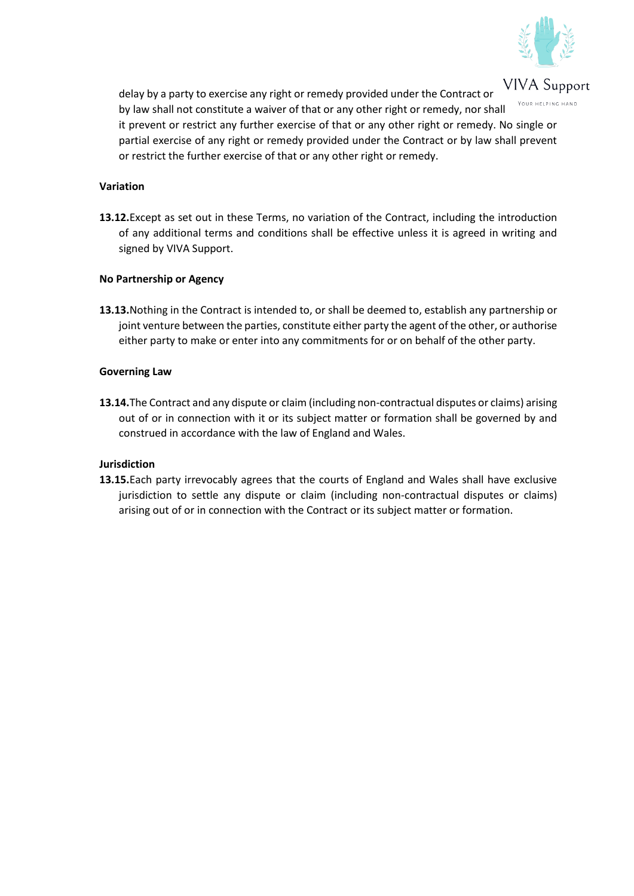delay by a party to exercise any right or remedy provided under the Contract or by law shall not constitute a waiver of that or any other right or remedy, nor shall it prevent or restrict any further exercise of that or any other right or remedy. No single or partial exercise of any right or remedy provided under the Contract or by law shall prevent or restrict the further exercise of that or any other right or remedy.

**Variation**

**13.12.** Except as set out in these Terms, no variation of the Contract, including the introduction of any additional terms and conditions shall be effective unless it is agreed in writing and signed by VIVA Support.

**No Partnership or Agency**

**13.13.** Nothing in the Contract is intended to, or shall be deemed to, establish any partnership or joint venture between the parties, constitute either party the agent of the other, or authorise either party to make or enter into any commitments for or on behalf of the other party.

**Governing Law**

**13.14.** The Contract and any dispute or claim (including non-contractual disputes or claims) arising out of or in connection with it or its subject matter or formation shall be governed by and construed in accordance with the law of England and Wales.

**Jurisdiction**

**13.15.** Each party irrevocably agrees that the courts of England and Wales shall have exclusive jurisdiction to settle any dispute or claim (including non-contractual disputes or claims) arising out of or in connection with the Contract or its subject matter or formation.